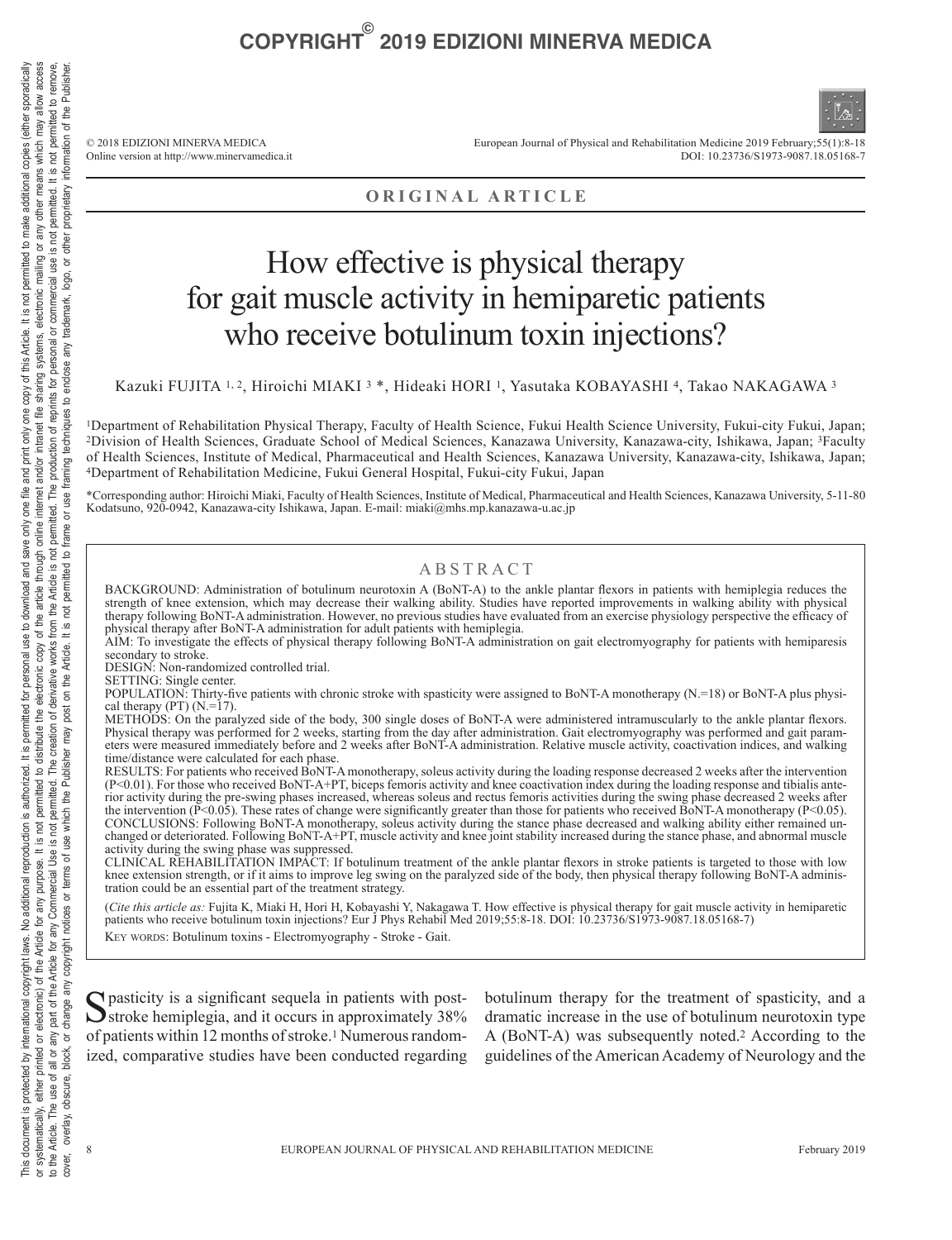## ORIGINAL ARTICLE

# How effective is physical therapy for gait muscle activity in hemiparetic patients who receive botulinum toxin injections?

Kazuki FUJITA [1, 2], Hiroichi MIAKI [3] *, Hideaki HORI [1], Yasutaka KOBAYASHI [4], Takao NAKAGAWA [3]

[1]Department of Rehabilitation Physical Therapy, Faculty of Health Science, Fukui Health Science University, Fukui-city Fukui, Japan; [2]Division of Health Sciences, Graduate School of Medical Sciences, Kanazawa University, Kanazawa-city, Ishikawa, Japan; [3]Faculty of Health Sciences, Institute of Medical, Pharmaceutical and Health Sciences, Kanazawa University, Kanazawa-city, Ishikawa, Japan; [4]Department of Rehabilitation Medicine, Fukui General Hospital, Fukui-city Fukui, Japan

*Corresponding author: Hiroichi Miaki, Faculty of Health Sciences, Institute of Medical, Pharmaceutical and Health Sciences, Kanazawa University, 5-11-80 Kodatsuno, 920-0942, Kanazawa-city Ishikawa, Japan. E-mail: miaki@mhs.mp.kanazawa-u.ac.jp

## ABSTRACT

BACKGROUND: Administration of botulinum neurotoxin A (BoNT-A) to the ankle plantar flexors in patients with hemiplegia reduces the strength of knee extension, which may decrease their walking ability. Studies have reported improvements in walking ability with physical therapy following BoNT-A administration. However, no previous studies have evaluated from an exercise physiology perspective the efficacy of physical therapy after BoNT-A administration for adult patients with hemiplegia.

AIM: To investigate the effects of physical therapy following BoNT-A administration on gait electromyography for patients with hemiparesis secondary to stroke.

DESIGN: Non-randomized controlled trial.

SETTING: Single center.

POPULATION: Thirty-five patients with chronic stroke with spasticity were assigned to BoNT-A monotherapy (N.=18) or BoNT-A plus physical therapy (PT) (N.=17).

METHODS: On the paralyzed side of the body, 300 single doses of BoNT-A were administered intramuscularly to the ankle plantar flexors. Physical therapy was performed for 2 weeks, starting from the day after administration. Gait electromyography was performed and gait parameters were measured immediately before and 2 weeks after BoNT-A administration. Relative muscle activity, coactivation indices, and walking time/distance were calculated for each phase.

RESULTS: For patients who received BoNT-A monotherapy, soleus activity during the loading response decreased 2 weeks after the intervention ($P<0.01$). For those who received BoNT-A+PT, biceps femoris activity and knee coactivation index during the loading response and tibialis anterior activity during the pre-swing phases increased, whereas soleus and rectus femoris activities during the swing phase decreased 2 weeks after the intervention ($P<0.05$). These rates of change were significantly greater than those for patients who received BoNT-A monotherapy ($P<0.05$).

CONCLUSIONS: Following BoNT-A monotherapy, soleus activity during the stance phase decreased and walking ability either remained unchanged or deteriorated. Following BoNT-A+PT, muscle activity and knee joint stability increased during the stance phase, and abnormal muscle activity during the swing phase was suppressed.

CLINICAL REHABILITATION IMPACT: If botulinum treatment of the ankle plantar flexors in stroke patients is targeted to those with low knee extension strength, or if it aims to improve leg swing on the paralyzed side of the body, then physical therapy following BoNT-A administration could be an essential part of the treatment strategy.

(*Cite this article as:* Fujita K, Miaki H, Hori H, Kobayashi Y, Nakagawa T. How effective is physical therapy for gait muscle activity in hemiparetic patients who receive botulinum toxin injections? Eur J Phys Rehabil Med 2019;55:8-18. DOI: 10.23736/S1973-9087.18.05168-7)

Key words: Botulinum toxins - Electromyography - Stroke - Gait.

Spasticity is a significant sequela in patients with post-stroke hemiplegia, and it occurs in approximately 38% of patients within 12 months of stroke.[1] Numerous randomized, comparative studies have been conducted regarding botulinum therapy for the treatment of spasticity, and a dramatic increase in the use of botulinum neurotoxin type A (BoNT-A) was subsequently noted.[2] According to the guidelines of the American Academy of Neurology and the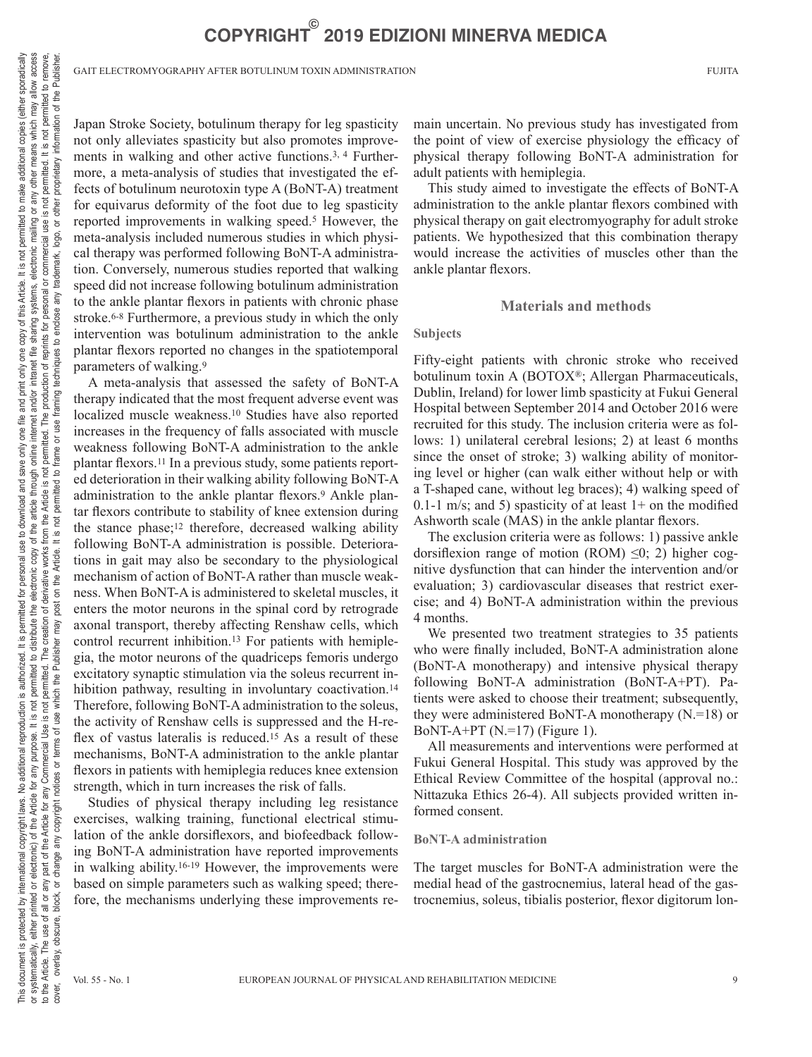Japan Stroke Society, botulinum therapy for leg spasticity not only alleviates spasticity but also promotes improvements in walking and other active functions.[3, 4] Furthermore, a meta-analysis of studies that investigated the effects of botulinum neurotoxin type A (BoNT-A) treatment for equivarus deformity of the foot due to leg spasticity reported improvements in walking speed.[5] However, the meta-analysis included numerous studies in which physical therapy was performed following BoNT-A administration. Conversely, numerous studies reported that walking speed did not increase following botulinum administration to the ankle plantar flexors in patients with chronic phase stroke.[6-8] Furthermore, a previous study in which the only intervention was botulinum administration to the ankle plantar flexors reported no changes in the spatiotemporal parameters of walking.[9]

A meta-analysis that assessed the safety of BoNT-A therapy indicated that the most frequent adverse event was localized muscle weakness.[10] Studies have also reported increases in the frequency of falls associated with muscle weakness following BoNT-A administration to the ankle plantar flexors.[11] In a previous study, some patients reported deterioration in their walking ability following BoNT-A administration to the ankle plantar flexors.[9] Ankle plantar flexors contribute to stability of knee extension during the stance phase;[12] therefore, decreased walking ability following BoNT-A administration is possible. Deteriorations in gait may also be secondary to the physiological mechanism of action of BoNT-A rather than muscle weakness. When BoNT-A is administered to skeletal muscles, it enters the motor neurons in the spinal cord by retrograde axonal transport, thereby affecting Renshaw cells, which control recurrent inhibition.[13] For patients with hemiplegia, the motor neurons of the quadriceps femoris undergo excitatory synaptic stimulation via the soleus recurrent inhibition pathway, resulting in involuntary coactivation.[14] Therefore, following BoNT-A administration to the soleus, the activity of Renshaw cells is suppressed and the H-reflex of vastus lateralis is reduced.[15] As a result of these mechanisms, BoNT-A administration to the ankle plantar flexors in patients with hemiplegia reduces knee extension strength, which in turn increases the risk of falls.

Studies of physical therapy including leg resistance exercises, walking training, functional electrical stimulation of the ankle dorsiflexors, and biofeedback following BoNT-A administration have reported improvements in walking ability.[16-19] However, the improvements were based on simple parameters such as walking speed; therefore, the mechanisms underlying these improvements remain uncertain. No previous study has investigated from the point of view of exercise physiology the efficacy of physical therapy following BoNT-A administration for adult patients with hemiplegia.

This study aimed to investigate the effects of BoNT-A administration to the ankle plantar flexors combined with physical therapy on gait electromyography for adult stroke patients. We hypothesized that this combination therapy would increase the activities of muscles other than the ankle plantar flexors.

## Materials and methods

### Subjects

Fifty-eight patients with chronic stroke who received botulinum toxin A (BOTOX®; Allergan Pharmaceuticals, Dublin, Ireland) for lower limb spasticity at Fukui General Hospital between September 2014 and October 2016 were recruited for this study. The inclusion criteria were as follows: 1) unilateral cerebral lesions; 2) at least 6 months since the onset of stroke; 3) walking ability of monitoring level or higher (can walk either without help or with a T-shaped cane, without leg braces); 4) walking speed of 0.1-1 m/s; and 5) spasticity of at least 1+ on the modified Ashworth scale (MAS) in the ankle plantar flexors.

The exclusion criteria were as follows: 1) passive ankle dorsiflexion range of motion (ROM) ≤0; 2) higher cognitive dysfunction that can hinder the intervention and/or evaluation; 3) cardiovascular diseases that restrict exercise; and 4) BoNT-A administration within the previous 4 months.

We presented two treatment strategies to 35 patients who were finally included, BoNT-A administration alone (BoNT-A monotherapy) and intensive physical therapy following BoNT-A administration (BoNT-A+PT). Patients were asked to choose their treatment; subsequently, they were administered BoNT-A monotherapy (N.=18) or BoNT-A+PT (N.=17) (Figure 1).

All measurements and interventions were performed at Fukui General Hospital. This study was approved by the Ethical Review Committee of the hospital (approval no.: Nittazuka Ethics 26-4). All subjects provided written informed consent.

### BoNT-A administration

The target muscles for BoNT-A administration were the medial head of the gastrocnemius, lateral head of the gastrocnemius, soleus, tibialis posterior, flexor digitorum lon-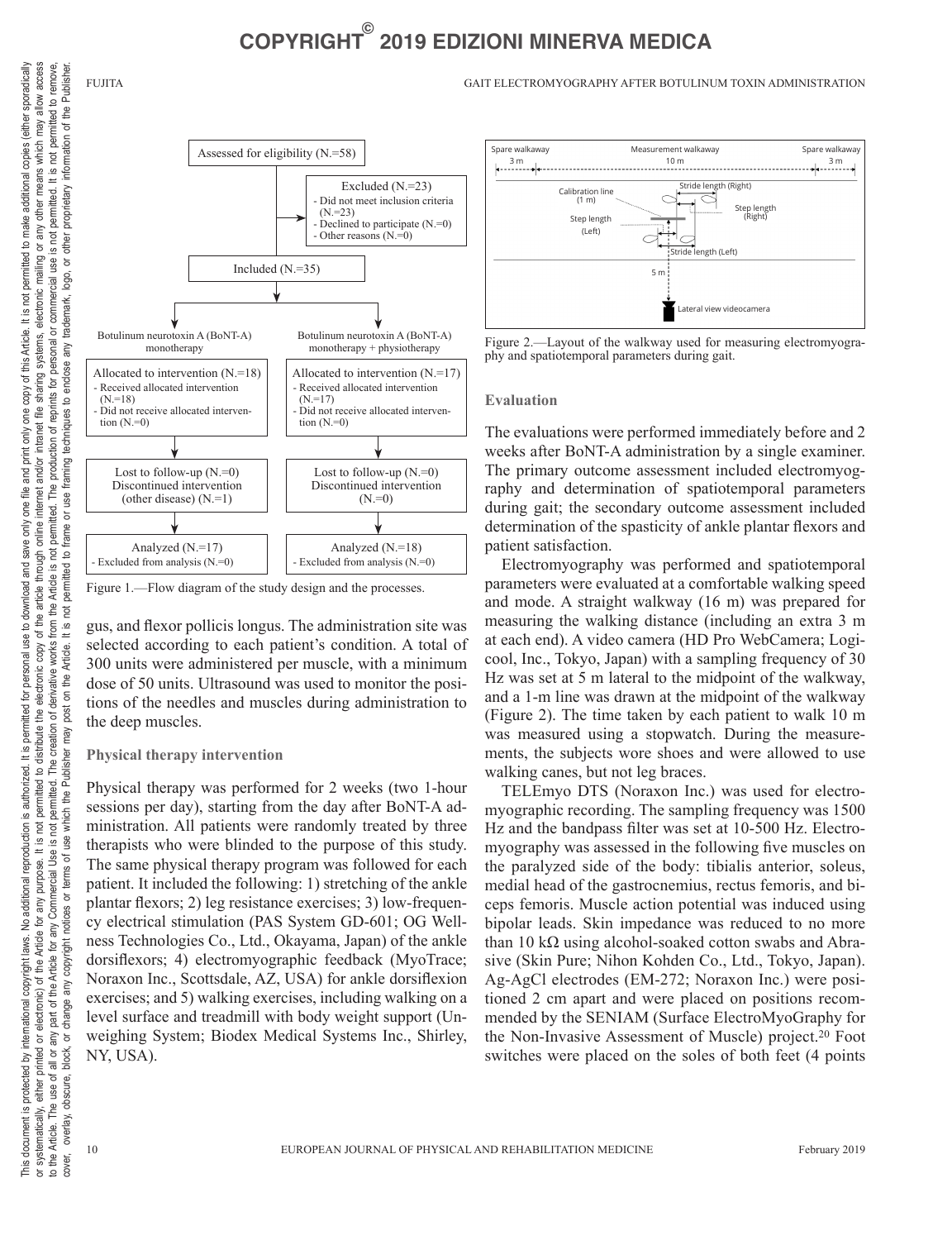Figure 1.—Flow diagram of the study design and the processes.

gus, and flexor pollicis longus. The administration site was selected according to each patient's condition. A total of 300 units were administered per muscle, with a minimum dose of 50 units. Ultrasound was used to monitor the positions of the needles and muscles during administration to the deep muscles.

### Physical therapy intervention

Physical therapy was performed for 2 weeks (two 1-hour sessions per day), starting from the day after BoNT-A administration. All patients were randomly treated by three therapists who were blinded to the purpose of this study. The same physical therapy program was followed for each patient. It included the following: 1) stretching of the ankle plantar flexors; 2) leg resistance exercises; 3) low-frequency electrical stimulation (PAS System GD-601; OG Wellness Technologies Co., Ltd., Okayama, Japan) of the ankle dorsiflexors; 4) electromyographic feedback (MyoTrace; Noraxon Inc., Scottsdale, AZ, USA) for ankle dorsiflexion exercises; and 5) walking exercises, including walking on a level surface and treadmill with body weight support (Unweighing System; Biodex Medical Systems Inc., Shirley, NY, USA).

Figure 2.—Layout of the walkway used for measuring electromyography and spatiotemporal parameters during gait.

### Evaluation

The evaluations were performed immediately before and 2 weeks after BoNT-A administration by a single examiner. The primary outcome assessment included electromyography and determination of spatiotemporal parameters during gait; the secondary outcome assessment included determination of the spasticity of ankle plantar flexors and patient satisfaction.

Electromyography was performed and spatiotemporal parameters were evaluated at a comfortable walking speed and mode. A straight walkway (16 m) was prepared for measuring the walking distance (including an extra 3 m at each end). A video camera (HD Pro WebCamera; Logicool, Inc., Tokyo, Japan) with a sampling frequency of 30 Hz was set at 5 m lateral to the midpoint of the walkway, and a 1-m line was drawn at the midpoint of the walkway (Figure 2). The time taken by each patient to walk 10 m was measured using a stopwatch. During the measurements, the subjects wore shoes and were allowed to use walking canes, but not leg braces.

TELEmyo DTS (Noraxon Inc.) was used for electromyographic recording. The sampling frequency was 1500 Hz and the bandpass filter was set at 10-500 Hz. Electromyography was assessed in the following five muscles on the paralyzed side of the body: tibialis anterior, soleus, medial head of the gastrocnemius, rectus femoris, and biceps femoris. Muscle action potential was induced using bipolar leads. Skin impedance was reduced to no more than 10 kΩ using alcohol-soaked cotton swabs and Abrasive (Skin Pure; Nihon Kohden Co., Ltd., Tokyo, Japan). Ag-AgCl electrodes (EM-272; Noraxon Inc.) were positioned 2 cm apart and were placed on positions recommended by the SENIAM (Surface ElectroMyoGraphy for the Non-Invasive Assessment of Muscle) project.[20] Foot switches were placed on the soles of both feet (4 points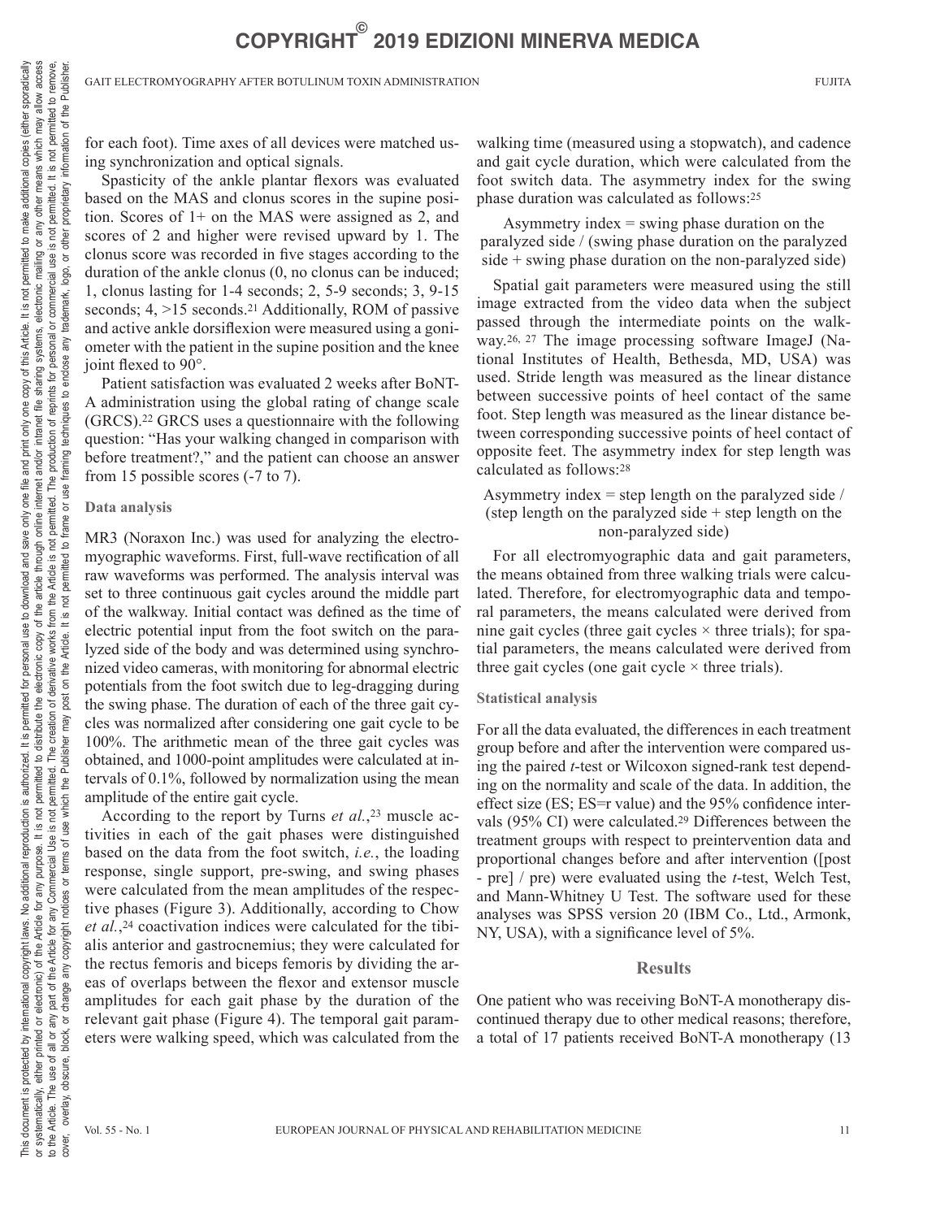for each foot). Time axes of all devices were matched using synchronization and optical signals.

Spasticity of the ankle plantar flexors was evaluated based on the MAS and clonus scores in the supine position. Scores of 1+ on the MAS were assigned as 2, and scores of 2 and higher were revised upward by 1. The clonus score was recorded in five stages according to the duration of the ankle clonus (0, no clonus can be induced; 1, clonus lasting for 1-4 seconds; 2, 5-9 seconds; 3, 9-15 seconds; 4, >15 seconds.[21] Additionally, ROM of passive and active ankle dorsiflexion were measured using a goniometer with the patient in the supine position and the knee joint flexed to 90°.

Patient satisfaction was evaluated 2 weeks after BoNT-A administration using the global rating of change scale (GRCS).[22] GRCS uses a questionnaire with the following question: "Has your walking changed in comparison with before treatment?," and the patient can choose an answer from 15 possible scores (-7 to 7).

### Data analysis

MR3 (Noraxon Inc.) was used for analyzing the electromyographic waveforms. First, full-wave rectification of all raw waveforms was performed. The analysis interval was set to three continuous gait cycles around the middle part of the walkway. Initial contact was defined as the time of electric potential input from the foot switch on the paralyzed side of the body and was determined using synchronized video cameras, with monitoring for abnormal electric potentials from the foot switch due to leg-dragging during the swing phase. The duration of each of the three gait cycles was normalized after considering one gait cycle to be 100%. The arithmetic mean of the three gait cycles was obtained, and 1000-point amplitudes were calculated at intervals of 0.1%, followed by normalization using the mean amplitude of the entire gait cycle.

According to the report by Turns *et al.*,[23] muscle activities in each of the gait phases were distinguished based on the data from the foot switch, *i.e.*, the loading response, single support, pre-swing, and swing phases were calculated from the mean amplitudes of the respective phases (Figure 3). Additionally, according to Chow *et al.*,[24] coactivation indices were calculated for the tibialis anterior and gastrocnemius; they were calculated for the rectus femoris and biceps femoris by dividing the areas of overlaps between the flexor and extensor muscle amplitudes for each gait phase by the duration of the relevant gait phase (Figure 4). The temporal gait parameters were walking speed, which was calculated from the walking time (measured using a stopwatch), and cadence and gait cycle duration, which were calculated from the foot switch data. The asymmetry index for the swing phase duration was calculated as follows:[25]

Asymmetry index = swing phase duration on the paralyzed side / (swing phase duration on the paralyzed side + swing phase duration on the non-paralyzed side)

Spatial gait parameters were measured using the still image extracted from the video data when the subject passed through the intermediate points on the walkway.[26, 27] The image processing software ImageJ (National Institutes of Health, Bethesda, MD, USA) was used. Stride length was measured as the linear distance between successive points of heel contact of the same foot. Step length was measured as the linear distance between corresponding successive points of heel contact of opposite feet. The asymmetry index for step length was calculated as follows:[28]

Asymmetry index = step length on the paralyzed side / (step length on the paralyzed side + step length on the non-paralyzed side)

For all electromyographic data and gait parameters, the means obtained from three walking trials were calculated. Therefore, for electromyographic data and temporal parameters, the means calculated were derived from nine gait cycles (three gait cycles × three trials); for spatial parameters, the means calculated were derived from three gait cycles (one gait cycle × three trials).

### Statistical analysis

For all the data evaluated, the differences in each treatment group before and after the intervention were compared using the paired *t*-test or Wilcoxon signed-rank test depending on the normality and scale of the data. In addition, the effect size (ES; ES=r value) and the 95% confidence intervals (95% CI) were calculated.[29] Differences between the treatment groups with respect to preintervention data and proportional changes before and after intervention ([post - pre] / pre) were evaluated using the *t*-test, Welch Test, and Mann-Whitney U Test. The software used for these analyses was SPSS version 20 (IBM Co., Ltd., Armonk, NY, USA), with a significance level of 5%.

## Results

One patient who was receiving BoNT-A monotherapy discontinued therapy due to other medical reasons; therefore, a total of 17 patients received BoNT-A monotherapy (13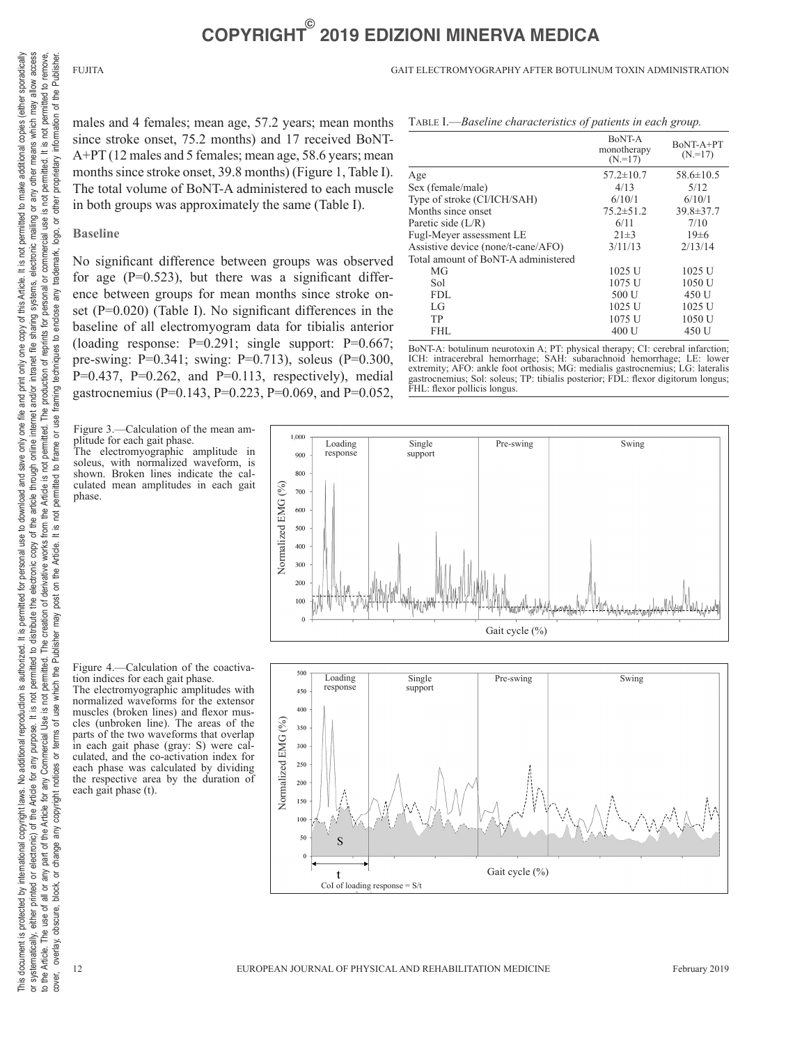males and 4 females; mean age, 57.2 years; mean months since stroke onset, 75.2 months) and 17 received BoNT-A+PT (12 males and 5 females; mean age, 58.6 years; mean months since stroke onset, 39.8 months) (Figure 1, Table I). The total volume of BoNT-A administered to each muscle in both groups was approximately the same (Table I).

### Baseline

No significant difference between groups was observed for age (P=0.523), but there was a significant difference between groups for mean months since stroke onset (P=0.020) (Table I). No significant differences in the baseline of all electromyogram data for tibialis anterior (loading response: P=0.291; single support: P=0.667; pre-swing: P=0.341; swing: P=0.713), soleus (P=0.300, P=0.437, P=0.262, and P=0.113, respectively), medial gastrocnemius (P=0.143, P=0.223, P=0.069, and P=0.052,

Table I.—*Baseline characteristics of patients in each group.*

| | BoNT-A monotherapy (N.=17) | BoNT-A+PT (N.=17) |
|---|---|---|
| Age | 57.2±10.7 | 58.6±10.5 |
| Sex (female/male) | 4/13 | 5/12 |
| Type of stroke (CI/ICH/SAH) | 6/10/1 | 6/10/1 |
| Months since onset | 75.2±51.2 | 39.8±37.7 |
| Paretic side (L/R) | 6/11 | 7/10 |
| Fugl-Meyer assessment LE | 21±3 | 19±6 |
| Assistive device (none/t-cane/AFO) | 3/11/13 | 2/13/14 |
| Total amount of BoNT-A administered | | |
| MG | 1025 U | 1025 U |
| Sol | 1075 U | 1050 U |
| FDL | 500 U | 450 U |
| LG | 1025 U | 1025 U |
| TP | 1075 U | 1050 U |
| FHL | 400 U | 450 U |

BoNT-A: botulinum neurotoxin A; PT: physical therapy; CI: cerebral infarction; ICH: intracerebral hemorrhage; SAH: subarachnoid hemorrhage; LE: lower extremity; AFO: ankle foot orthosis; MG: medialis gastrocnemius; LG: lateralis gastrocnemius; Sol: soleus; TP: tibialis posterior; FDL: flexor digitorum longus; FHL: flexor pollicis longus.

Figure 3.—Calculation of the mean amplitude for each gait phase.
The electromyographic amplitude in soleus, with normalized waveform, is shown. Broken lines indicate the calculated mean amplitudes in each gait phase.

Figure 4.—Calculation of the coactivation indices for each gait phase.
The electromyographic amplitudes with normalized waveforms for the extensor muscles (broken lines) and flexor muscles (unbroken line). The areas of the parts of the two waveforms that overlap in each gait phase (gray: S) were calculated, and the co-activation index for each phase was calculated by dividing the respective area by the duration of each gait phase (t).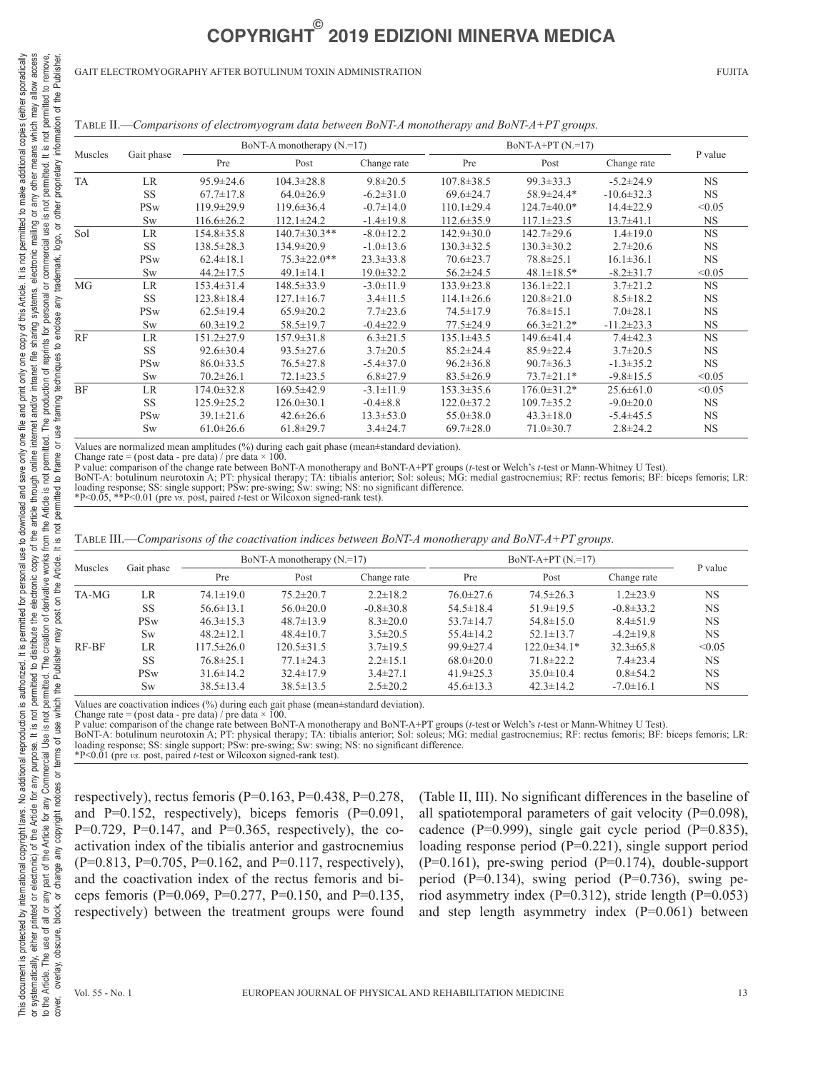Table II.—*Comparisons of electromyogram data between BoNT-A monotherapy and BoNT-A+PT groups.*

| Muscles | Gait phase | BoNT-A monotherapy (N.=17) | | | BoNT-A+PT (N.=17) | | | P value |
|---|---|---|---|---|---|---|---|---|
| | | Pre | Post | Change rate | Pre | Post | Change rate | |
| TA | LR | 95.9±24.6 | 104.3±28.8 | 9.8±20.5 | 107.8±38.5 | 99.3±33.3 | -5.2±24.9 | NS |
| | SS | 67.7±17.8 | 64.0±26.9 | -6.2±31.0 | 69.6±24.7 | 58.9±24.4* | -10.6±32.3 | NS |
| | PSw | 119.9±29.9 | 119.6±36.4 | -0.7±14.0 | 110.1±29.4 | 124.7±40.0* | 14.4±22.9 | <0.05 |
| | Sw | 116.6±26.2 | 112.1±24.2 | -1.4±19.8 | 112.6±35.9 | 117.1±23.5 | 13.7±41.1 | NS |
| Sol | LR | 154.8±35.8 | 140.7±30.3** | -8.0±12.2 | 142.9±30.0 | 142.7±29.6 | 1.4±19.0 | NS |
| | SS | 138.5±28.3 | 134.9±20.9 | -1.0±13.6 | 130.3±32.5 | 130.3±30.2 | 2.7±20.6 | NS |
| | PSw | 62.4±18.1 | 75.3±22.0** | 23.3±33.8 | 70.6±23.7 | 78.8±25.1 | 16.1±36.1 | NS |
| | Sw | 44.2±17.5 | 49.1±14.1 | 19.0±32.2 | 56.2±24.5 | 48.1±18.5* | -8.2±31.7 | <0.05 |
| MG | LR | 153.4±31.4 | 148.5±33.9 | -3.0±11.9 | 133.9±23.8 | 136.1±22.1 | 3.7±21.2 | NS |
| | SS | 123.8±18.4 | 127.1±16.7 | 3.4±11.5 | 114.1±26.6 | 120.8±21.0 | 8.5±18.2 | NS |
| | PSw | 62.5±19.4 | 65.9±20.2 | 7.7±23.6 | 74.5±17.9 | 76.8±15.1 | 7.0±28.1 | NS |
| | Sw | 60.3±19.2 | 58.5±19.7 | -0.4±22.9 | 77.5±24.9 | 66.3±21.2* | -11.2±23.3 | NS |
| RF | LR | 151.2±27.9 | 157.9±31.8 | 6.3±21.5 | 135.1±43.5 | 149.6±41.4 | 7.4±42.3 | NS |
| | SS | 92.6±30.4 | 93.5±27.6 | 3.7±20.5 | 85.2±24.4 | 85.9±22.4 | 3.7±20.5 | NS |
| | PSw | 86.0±33.5 | 76.5±27.8 | -5.4±37.0 | 96.2±36.8 | 90.7±36.3 | -1.3±35.2 | NS |
| | Sw | 70.2±26.1 | 72.1±23.5 | 6.8±27.9 | 83.5±26.9 | 73.7±21.1* | -9.8±15.5 | <0.05 |
| BF | LR | 174.0±32.8 | 169.5±42.9 | -3.1±11.9 | 153.3±35.6 | 176.0±31.2* | 25.6±61.0 | <0.05 |
| | SS | 125.9±25.2 | 126.0±30.1 | -0.4±8.8 | 122.0±37.2 | 109.7±35.2 | -9.0±20.0 | NS |
| | PSw | 39.1±21.6 | 42.6±26.6 | 13.3±53.0 | 55.0±38.0 | 43.3±18.0 | -5.4±45.5 | NS |
| | Sw | 61.0±26.6 | 61.8±29.7 | 3.4±24.7 | 69.7±28.0 | 71.0±30.7 | 2.8±24.2 | NS |

Values are normalized mean amplitudes (%) during each gait phase (mean±standard deviation).
Change rate = (post data - pre data) / pre data × 100.
P value: comparison of the change rate between BoNT-A monotherapy and BoNT-A+PT groups (*t*-test or Welch's *t*-test or Mann-Whitney U Test).
BoNT-A: botulinum neurotoxin A; PT: physical therapy; TA: tibialis anterior; Sol: soleus; MG: medial gastrocnemius; RF: rectus femoris; BF: biceps femoris; LR: loading response; SS: single support; PSw: pre-swing; Sw: swing; NS: no significant difference.
*P<0.05, **P<0.01 (pre *vs.* post, paired *t*-test or Wilcoxon signed-rank test).

Table III.—*Comparisons of the coactivation indices between BoNT-A monotherapy and BoNT-A+PT groups.*

| Muscles | Gait phase | BoNT-A monotherapy (N.=17) | | | BoNT-A+PT (N.=17) | | | P value |
|---|---|---|---|---|---|---|---|---|
| | | Pre | Post | Change rate | Pre | Post | Change rate | |
| TA-MG | LR | 74.1±19.0 | 75.2±20.7 | 2.2±18.2 | 76.0±27.6 | 74.5±26.3 | 1.2±23.9 | NS |
| | SS | 56.6±13.1 | 56.0±20.0 | -0.8±30.8 | 54.5±18.4 | 51.9±19.5 | -0.8±33.2 | NS |
| | PSw | 46.3±15.3 | 48.7±13.9 | 8.3±20.0 | 53.7±14.7 | 54.8±15.0 | 8.4±51.9 | NS |
| | Sw | 48.2±12.1 | 48.4±10.7 | 3.5±20.5 | 55.4±14.2 | 52.1±13.7 | -4.2±19.8 | NS |
| RF-BF | LR | 117.5±26.0 | 120.5±31.5 | 3.7±19.5 | 99.9±27.4 | 122.0±34.1* | 32.3±65.8 | <0.05 |
| | SS | 76.8±25.1 | 77.1±24.3 | 2.2±15.1 | 68.0±20.0 | 71.8±22.2 | 7.4±23.4 | NS |
| | PSw | 31.6±14.2 | 32.4±17.9 | 3.4±27.1 | 41.9±25.3 | 35.0±10.4 | 0.8±54.2 | NS |
| | Sw | 38.5±13.4 | 38.5±13.5 | 2.5±20.2 | 45.6±13.3 | 42.3±14.2 | -7.0±16.1 | NS |

Values are coactivation indices (%) during each gait phase (mean±standard deviation).
Change rate = (post data - pre data) / pre data × 100.
P value: comparison of the change rate between BoNT-A monotherapy and BoNT-A+PT groups (*t*-test or Welch's *t*-test or Mann-Whitney U Test).
BoNT-A: botulinum neurotoxin A; PT: physical therapy; TA: tibialis anterior; Sol: soleus; MG: medial gastrocnemius; RF: rectus femoris; BF: biceps femoris; LR: loading response; SS: single support; PSw: pre-swing; Sw: swing; NS: no significant difference.
*P<0.01 (pre *vs.* post, paired *t*-test or Wilcoxon signed-rank test).

respectively), rectus femoris (P=0.163, P=0.438, P=0.278, and P=0.152, respectively), biceps femoris (P=0.091, P=0.729, P=0.147, and P=0.365, respectively), the coactivation index of the tibialis anterior and gastrocnemius (P=0.813, P=0.705, P=0.162, and P=0.117, respectively), and the coactivation index of the rectus femoris and biceps femoris (P=0.069, P=0.277, P=0.150, and P=0.135, respectively) between the treatment groups were found (Table II, III). No significant differences in the baseline of all spatiotemporal parameters of gait velocity (P=0.098), cadence (P=0.999), single gait cycle period (P=0.835), loading response period (P=0.221), single support period (P=0.161), pre-swing period (P=0.174), double-support period (P=0.134), swing period (P=0.736), swing period asymmetry index (P=0.312), stride length (P=0.053) and step length asymmetry index (P=0.061) between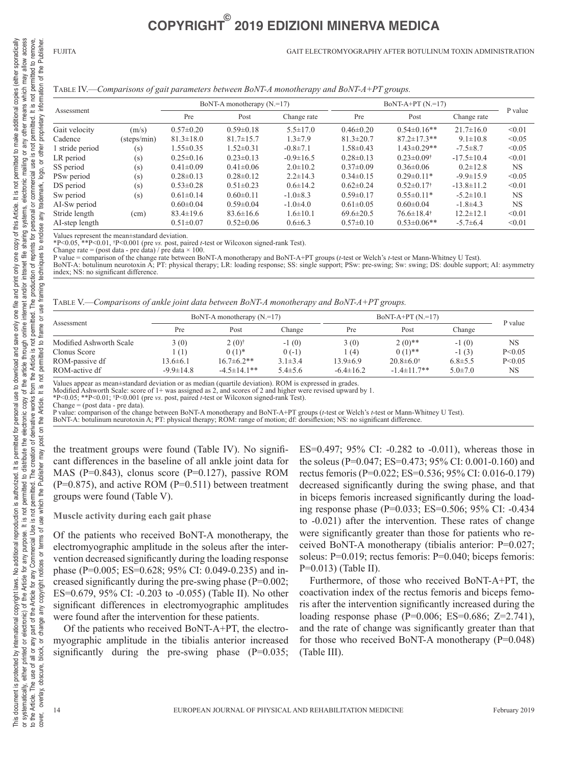Table IV.—*Comparisons of gait parameters between BoNT-A monotherapy and BoNT-A+PT groups.*

| Assessment | | BoNT-A monotherapy (N.=17) | | | BoNT-A+PT (N.=17) | | | P value |
|---|---|---|---|---|---|---|---|---|
| | | Pre | Post | Change rate | Pre | Post | Change rate | |
| Gait velocity | (m/s) | 0.57±0.20 | 0.59±0.18 | 5.5±17.0 | 0.46±0.20 | 0.54±0.16** | 21.7±16.0 | <0.01 |
| Cadence | (steps/min) | 81.3±18.0 | 81.7±15.7 | 1.3±7.9 | 81.3±20.7 | 87.2±17.3** | 9.1±10.8 | <0.05 |
| 1 stride period | (s) | 1.55±0.35 | 1.52±0.31 | -0.8±7.1 | 1.58±0.43 | 1.43±0.29** | -7.5±8.7 | <0.05 |
| LR period | (s) | 0.25±0.16 | 0.23±0.13 | -0.9±16.5 | 0.28±0.13 | 0.23±0.09† | -17.5±10.4 | <0.01 |
| SS period | (s) | 0.41±0.09 | 0.41±0.06 | 2.0±10.2 | 0.37±0.09 | 0.36±0.06 | 0.2±12.8 | NS |
| PSw period | (s) | 0.28±0.13 | 0.28±0.12 | 2.2±14.3 | 0.34±0.15 | 0.29±0.11* | -9.9±15.9 | <0.05 |
| DS period | (s) | 0.53±0.28 | 0.51±0.23 | 0.6±14.2 | 0.62±0.24 | 0.52±0.17† | -13.8±11.2 | <0.01 |
| Sw period | (s) | 0.61±0.14 | 0.60±0.11 | -1.0±8.3 | 0.59±0.17 | 0.55±0.11* | -5.2±10.1 | NS |
| AI-Sw period | | 0.60±0.04 | 0.59±0.04 | -1.0±4.0 | 0.61±0.05 | 0.60±0.04 | -1.8±4.3 | NS |
| Stride length | (cm) | 83.4±19.6 | 83.6±16.6 | 1.6±10.1 | 69.6±20.5 | 76.6±18.4† | 12.2±12.1 | <0.01 |
| AI-step length | | 0.51±0.07 | 0.52±0.06 | 0.6±6.3 | 0.57±0.10 | 0.53±0.06** | -5.7±6.4 | <0.01 |

Values represent the mean±standard deviation.
*P<0.05, **P<0.01, †P<0.001 (pre *vs.* post, paired *t*-test or Wilcoxon signed-rank Test).
Change rate = (post data - pre data) / pre data × 100.
P value = comparison of the change rate between BoNT-A monotherapy and BoNT-A+PT groups (*t*-test or Welch's *t*-test or Mann-Whitney U Test).
BoNT-A: botulinum neurotoxin A; PT: physical therapy; LR: loading response; SS: single support; PSw: pre-swing; Sw: swing; DS: double support; AI: asymmetry index; NS: no significant difference.

Table V.—*Comparisons of ankle joint data between BoNT-A monotherapy and BoNT-A+PT groups.*

| Assessment | BoNT-A monotherapy (N.=17) | | | BoNT-A+PT (N.=17) | | | P value |
|---|---|---|---|---|---|---|---|
| | Pre | Post | Change | Pre | Post | Change | |
| Modified Ashworth Scale | 3 (0) | 2 (0)† | -1 (0) | 3 (0) | 2 (0)** | -1 (0) | NS |
| Clonus Score | 1 (1) | 0 (1)* | 0 (-1) | 1 (4) | 0 (1)** | -1 (3) | P<0.05 |
| ROM-passive df | 13.6±6.1 | 16.7±6.2** | 3.1±3.4 | 13.9±6.9 | 20.8±6.0† | 6.8±5.5 | P<0.05 |
| ROM-active df | -9.9±14.8 | -4.5±14.1** | 5.4±5.6 | -6.4±16.2 | -1.4±11.7** | 5.0±7.0 | NS |

Values appear as mean±standard deviation or as median (quartile deviation). ROM is expressed in grades.
Modified Ashworth Scale: score of 1+ was assigned as 2, and scores of 2 and higher were revised upward by 1.
*P<0.05; **P<0.01; †P<0.001 (pre *vs.* post, paired *t*-test or Wilcoxon signed-rank Test).
Change = (post data - pre data).
P value: comparison of the change between BoNT-A monotherapy and BoNT-A+PT groups (*t*-test or Welch's *t*-test or Mann-Whitney U Test).
BoNT-A: botulinum neurotoxin A; PT: physical therapy; ROM: range of motion; df: dorsiflexion; NS: no significant difference.

the treatment groups were found (Table IV). No significant differences in the baseline of all ankle joint data for MAS (P=0.843), clonus score (P=0.127), passive ROM (P=0.875), and active ROM (P=0.511) between treatment groups were found (Table V).

**Muscle activity during each gait phase**

Of the patients who received BoNT-A monotherapy, the electromyographic amplitude in the soleus after the intervention decreased significantly during the loading response phase (P=0.005; ES=0.628; 95% CI: 0.049-0.235) and increased significantly during the pre-swing phase (P=0.002; ES=0.679, 95% CI: -0.203 to -0.055) (Table II). No other significant differences in electromyographic amplitudes were found after the intervention for these patients.

Of the patients who received BoNT-A+PT, the electromyographic amplitude in the tibialis anterior increased significantly during the pre-swing phase (P=0.035; ES=0.497; 95% CI: -0.282 to -0.011), whereas those in the soleus (P=0.047; ES=0.473; 95% CI: 0.001-0.160) and rectus femoris (P=0.022; ES=0.536; 95% CI: 0.016-0.179) decreased significantly during the swing phase, and that in biceps femoris increased significantly during the loading response phase (P=0.033; ES=0.506; 95% CI: -0.434 to -0.021) after the intervention. These rates of change were significantly greater than those for patients who received BoNT-A monotherapy (tibialis anterior: P=0.027; soleus: P=0.019; rectus femoris: P=0.040; biceps femoris: P=0.013) (Table II).

Furthermore, of those who received BoNT-A+PT, the coactivation index of the rectus femoris and biceps femoris after the intervention significantly increased during the loading response phase (P=0.006; ES=0.686; Z=2.741), and the rate of change was significantly greater than that for those who received BoNT-A monotherapy (P=0.048) (Table III).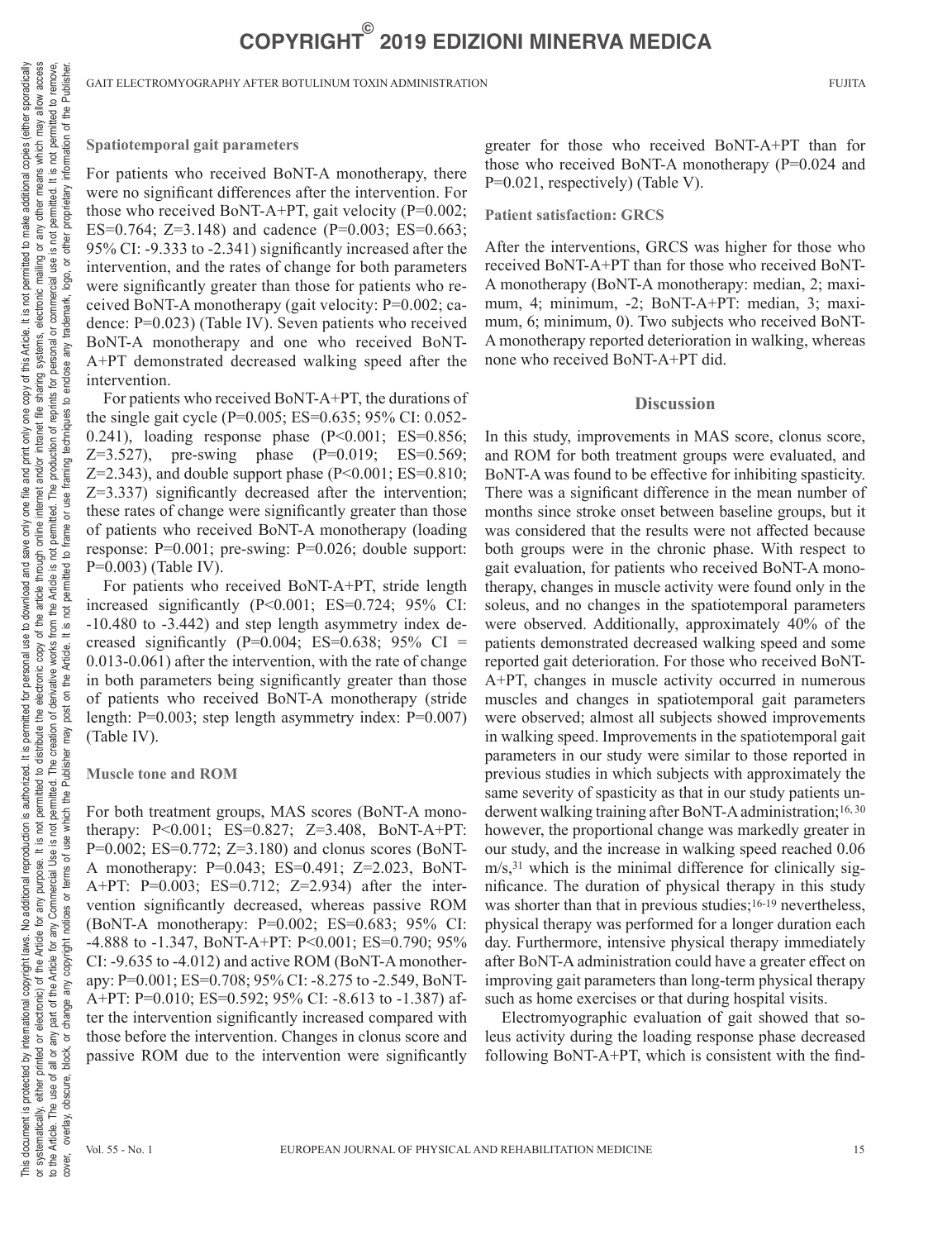### Spatiotemporal gait parameters

For patients who received BoNT-A monotherapy, there were no significant differences after the intervention. For those who received BoNT-A+PT, gait velocity (P=0.002; ES=0.764; Z=3.148) and cadence (P=0.003; ES=0.663; 95% CI: -9.333 to -2.341) significantly increased after the intervention, and the rates of change for both parameters were significantly greater than those for patients who received BoNT-A monotherapy (gait velocity: P=0.002; cadence: P=0.023) (Table IV). Seven patients who received BoNT-A monotherapy and one who received BoNT-A+PT demonstrated decreased walking speed after the intervention.

For patients who received BoNT-A+PT, the durations of the single gait cycle (P=0.005; ES=0.635; 95% CI: 0.052-0.241), loading response phase (P<0.001; ES=0.856; Z=3.527), pre-swing phase (P=0.019; ES=0.569; Z=2.343), and double support phase (P<0.001; ES=0.810; Z=3.337) significantly decreased after the intervention; these rates of change were significantly greater than those of patients who received BoNT-A monotherapy (loading response: P=0.001; pre-swing: P=0.026; double support: P=0.003) (Table IV).

For patients who received BoNT-A+PT, stride length increased significantly (P<0.001; ES=0.724; 95% CI: -10.480 to -3.442) and step length asymmetry index decreased significantly (P=0.004; ES=0.638; 95% CI = 0.013-0.061) after the intervention, with the rate of change in both parameters being significantly greater than those of patients who received BoNT-A monotherapy (stride length: P=0.003; step length asymmetry index: P=0.007) (Table IV).

### Muscle tone and ROM

For both treatment groups, MAS scores (BoNT-A monotherapy: P<0.001; ES=0.827; Z=3.408, BoNT-A+PT: P=0.002; ES=0.772; Z=3.180) and clonus scores (BoNT-A monotherapy: P=0.043; ES=0.491; Z=2.023, BoNT-A+PT: P=0.003; ES=0.712; Z=2.934) after the intervention significantly decreased, whereas passive ROM (BoNT-A monotherapy: P=0.002; ES=0.683; 95% CI: -4.888 to -1.347, BoNT-A+PT: P<0.001; ES=0.790; 95% CI: -9.635 to -4.012) and active ROM (BoNT-A monotherapy: P=0.001; ES=0.708; 95% CI: -8.275 to -2.549, BoNT-A+PT: P=0.010; ES=0.592; 95% CI: -8.613 to -1.387) after the intervention significantly increased compared with those before the intervention. Changes in clonus score and passive ROM due to the intervention were significantly greater for those who received BoNT-A+PT than for those who received BoNT-A monotherapy (P=0.024 and P=0.021, respectively) (Table V).

### Patient satisfaction: GRCS

After the interventions, GRCS was higher for those who received BoNT-A+PT than for those who received BoNT-A monotherapy (BoNT-A monotherapy: median, 2; maximum, 4; minimum, -2; BoNT-A+PT: median, 3; maximum, 6; minimum, 0). Two subjects who received BoNT-A monotherapy reported deterioration in walking, whereas none who received BoNT-A+PT did.

## Discussion

In this study, improvements in MAS score, clonus score, and ROM for both treatment groups were evaluated, and BoNT-A was found to be effective for inhibiting spasticity. There was a significant difference in the mean number of months since stroke onset between baseline groups, but it was considered that the results were not affected because both groups were in the chronic phase. With respect to gait evaluation, for patients who received BoNT-A monotherapy, changes in muscle activity were found only in the soleus, and no changes in the spatiotemporal parameters were observed. Additionally, approximately 40% of the patients demonstrated decreased walking speed and some reported gait deterioration. For those who received BoNT-A+PT, changes in muscle activity occurred in numerous muscles and changes in spatiotemporal gait parameters were observed; almost all subjects showed improvements in walking speed. Improvements in the spatiotemporal gait parameters in our study were similar to those reported in previous studies in which subjects with approximately the same severity of spasticity as that in our study patients underwent walking training after BoNT-A administration;[16, 30] however, the proportional change was markedly greater in our study, and the increase in walking speed reached 0.06 m/s,[31] which is the minimal difference for clinically significance. The duration of physical therapy in this study was shorter than that in previous studies;[16-19] nevertheless, physical therapy was performed for a longer duration each day. Furthermore, intensive physical therapy immediately after BoNT-A administration could have a greater effect on improving gait parameters than long-term physical therapy such as home exercises or that during hospital visits.

Electromyographic evaluation of gait showed that soleus activity during the loading response phase decreased following BoNT-A+PT, which is consistent with the find-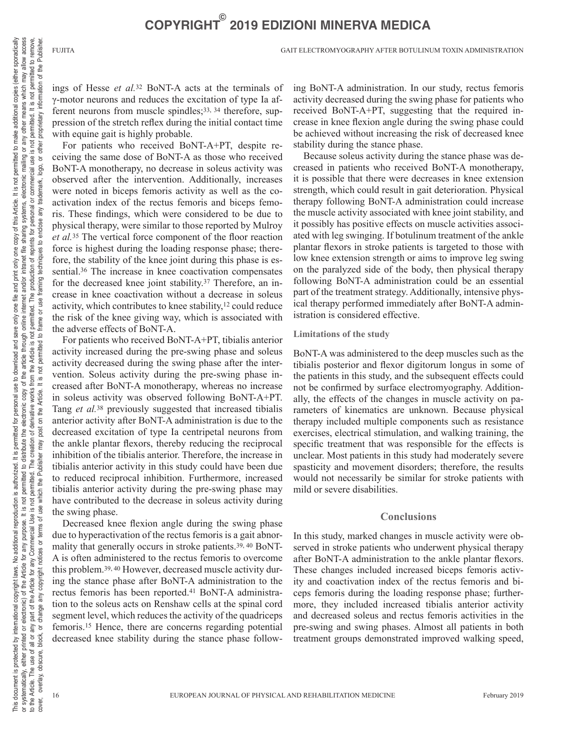ings of Hesse *et al.*[32] BoNT-A acts at the terminals of γ-motor neurons and reduces the excitation of type Ia afferent neurons from muscle spindles;[33, 34] therefore, suppression of the stretch reflex during the initial contact time with equine gait is highly probable.

For patients who received BoNT-A+PT, despite receiving the same dose of BoNT-A as those who received BoNT-A monotherapy, no decrease in soleus activity was observed after the intervention. Additionally, increases were noted in biceps femoris activity as well as the coactivation index of the rectus femoris and biceps femoris. These findings, which were considered to be due to physical therapy, were similar to those reported by Mulroy *et al.*[35] The vertical force component of the floor reaction force is highest during the loading response phase; therefore, the stability of the knee joint during this phase is essential.[36] The increase in knee coactivation compensates for the decreased knee joint stability.[37] Therefore, an increase in knee coactivation without a decrease in soleus activity, which contributes to knee stability,[12] could reduce the risk of the knee giving way, which is associated with the adverse effects of BoNT-A.

For patients who received BoNT-A+PT, tibialis anterior activity increased during the pre-swing phase and soleus activity decreased during the swing phase after the intervention. Soleus activity during the pre-swing phase increased after BoNT-A monotherapy, whereas no increase in soleus activity was observed following BoNT-A+PT. Tang *et al.*[38] previously suggested that increased tibialis anterior activity after BoNT-A administration is due to the decreased excitation of type Ia centripetal neurons from the ankle plantar flexors, thereby reducing the reciprocal inhibition of the tibialis anterior. Therefore, the increase in tibialis anterior activity in this study could have been due to reduced reciprocal inhibition. Furthermore, increased tibialis anterior activity during the pre-swing phase may have contributed to the decrease in soleus activity during the swing phase.

Decreased knee flexion angle during the swing phase due to hyperactivation of the rectus femoris is a gait abnormality that generally occurs in stroke patients.[39, 40] BoNT-A is often administered to the rectus femoris to overcome this problem.[39, 40] However, decreased muscle activity during the stance phase after BoNT-A administration to the rectus femoris has been reported.[41] BoNT-A administration to the soleus acts on Renshaw cells at the spinal cord segment level, which reduces the activity of the quadriceps femoris.[15] Hence, there are concerns regarding potential decreased knee stability during the stance phase following BoNT-A administration. In our study, rectus femoris activity decreased during the swing phase for patients who received BoNT-A+PT, suggesting that the required increase in knee flexion angle during the swing phase could be achieved without increasing the risk of decreased knee stability during the stance phase.

Because soleus activity during the stance phase was decreased in patients who received BoNT-A monotherapy, it is possible that there were decreases in knee extension strength, which could result in gait deterioration. Physical therapy following BoNT-A administration could increase the muscle activity associated with knee joint stability, and it possibly has positive effects on muscle activities associated with leg swinging. If botulinum treatment of the ankle plantar flexors in stroke patients is targeted to those with low knee extension strength or aims to improve leg swing on the paralyzed side of the body, then physical therapy following BoNT-A administration could be an essential part of the treatment strategy. Additionally, intensive physical therapy performed immediately after BoNT-A administration is considered effective.

### Limitations of the study

BoNT-A was administered to the deep muscles such as the tibialis posterior and flexor digitorum longus in some of the patients in this study, and the subsequent effects could not be confirmed by surface electromyography. Additionally, the effects of the changes in muscle activity on parameters of kinematics are unknown. Because physical therapy included multiple components such as resistance exercises, electrical stimulation, and walking training, the specific treatment that was responsible for the effects is unclear. Most patients in this study had moderately severe spasticity and movement disorders; therefore, the results would not necessarily be similar for stroke patients with mild or severe disabilities.

## Conclusions

In this study, marked changes in muscle activity were observed in stroke patients who underwent physical therapy after BoNT-A administration to the ankle plantar flexors. These changes included increased biceps femoris activity and coactivation index of the rectus femoris and biceps femoris during the loading response phase; furthermore, they included increased tibialis anterior activity and decreased soleus and rectus femoris activities in the pre-swing and swing phases. Almost all patients in both treatment groups demonstrated improved walking speed,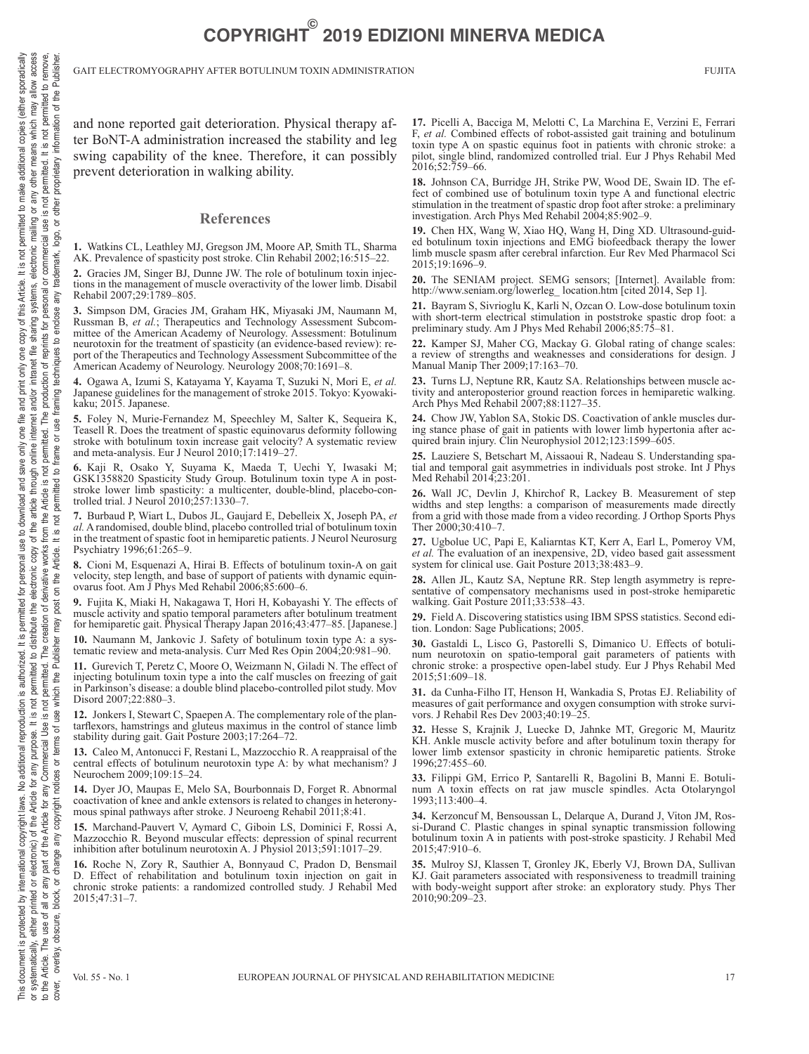and none reported gait deterioration. Physical therapy after BoNT-A administration increased the stability and leg swing capability of the knee. Therefore, it can possibly prevent deterioration in walking ability.

## References

**1.** Watkins CL, Leathley MJ, Gregson JM, Moore AP, Smith TL, Sharma AK. Prevalence of spasticity post stroke. Clin Rehabil 2002;16:515–22.

**2.** Gracies JM, Singer BJ, Dunne JW. The role of botulinum toxin injections in the management of muscle overactivity of the lower limb. Disabil Rehabil 2007;29:1789–805.

**3.** Simpson DM, Gracies JM, Graham HK, Miyasaki JM, Naumann M, Russman B, *et al.*; Therapeutics and Technology Assessment Subcommittee of the American Academy of Neurology. Assessment: Botulinum neurotoxin for the treatment of spasticity (an evidence-based review): report of the Therapeutics and Technology Assessment Subcommittee of the American Academy of Neurology. Neurology 2008;70:1691–8.

**4.** Ogawa A, Izumi S, Katayama Y, Kayama T, Suzuki N, Mori E, *et al.* Japanese guidelines for the management of stroke 2015. Tokyo: Kyowaki-kaku; 2015. Japanese.

**5.** Foley N, Murie-Fernandez M, Speechley M, Salter K, Sequeira K, Teasell R. Does the treatment of spastic equinovarus deformity following stroke with botulinum toxin increase gait velocity? A systematic review and meta-analysis. Eur J Neurol 2010;17:1419–27.

**6.** Kaji R, Osako Y, Suyama K, Maeda T, Uechi Y, Iwasaki M; GSK1358820 Spasticity Study Group. Botulinum toxin type A in post-stroke lower limb spasticity: a multicenter, double-blind, placebo-controlled trial. J Neurol 2010;257:1330–7.

**7.** Burbaud P, Wiart L, Dubos JL, Gaujard E, Debelleix X, Joseph PA, *et al.* A randomised, double blind, placebo controlled trial of botulinum toxin in the treatment of spastic foot in hemiparetic patients. J Neurol Neurosurg Psychiatry 1996;61:265–9.

**8.** Cioni M, Esquenazi A, Hirai B. Effects of botulinum toxin-A on gait velocity, step length, and base of support of patients with dynamic equinovarus foot. Am J Phys Med Rehabil 2006;85:600–6.

**9.** Fujita K, Miaki H, Nakagawa T, Hori H, Kobayashi Y. The effects of muscle activity and spatio temporal parameters after botulinum treatment for hemiparetic gait. Physical Therapy Japan 2016;43:477–85. [Japanese.]

**10.** Naumann M, Jankovic J. Safety of botulinum toxin type A: a systematic review and meta-analysis. Curr Med Res Opin 2004;20:981–90.

**11.** Gurevich T, Peretz C, Moore O, Weizmann N, Giladi N. The effect of injecting botulinum toxin type a into the calf muscles on freezing of gait in Parkinson's disease: a double blind placebo-controlled pilot study. Mov Disord 2007;22:880–3.

**12.** Jonkers I, Stewart C, Spaepen A. The complementary role of the plantarflexors, hamstrings and gluteus maximus in the control of stance limb stability during gait. Gait Posture 2003;17:264–72.

**13.** Caleo M, Antonucci F, Restani L, Mazzocchio R. A reappraisal of the central effects of botulinum neurotoxin type A: by what mechanism? J Neurochem 2009;109:15–24.

**14.** Dyer JO, Maupas E, Melo SA, Bourbonnais D, Forget R. Abnormal coactivation of knee and ankle extensors is related to changes in heteronymous spinal pathways after stroke. J Neuroeng Rehabil 2011;8:41.

**15.** Marchand-Pauvert V, Aymard C, Giboin LS, Dominici F, Rossi A, Mazzocchio R. Beyond muscular effects: depression of spinal recurrent inhibition after botulinum neurotoxin A. J Physiol 2013;591:1017–29.

**16.** Roche N, Zory R, Sauthier A, Bonnyaud C, Pradon D, Bensmail D. Effect of rehabilitation and botulinum toxin injection on gait in chronic stroke patients: a randomized controlled study. J Rehabil Med 2015;47:31–7.

**17.** Picelli A, Bacciga M, Melotti C, La Marchina E, Verzini E, Ferrari F, *et al.* Combined effects of robot-assisted gait training and botulinum toxin type A on spastic equinus foot in patients with chronic stroke: a pilot, single blind, randomized controlled trial. Eur J Phys Rehabil Med 2016;52:759–66.

**18.** Johnson CA, Burridge JH, Strike PW, Wood DE, Swain ID. The effect of combined use of botulinum toxin type A and functional electric stimulation in the treatment of spastic drop foot after stroke: a preliminary investigation. Arch Phys Med Rehabil 2004;85:902–9.

**19.** Chen HX, Wang W, Xiao HQ, Wang H, Ding XD. Ultrasound-guided botulinum toxin injections and EMG biofeedback therapy the lower limb muscle spasm after cerebral infarction. Eur Rev Med Pharmacol Sci 2015;19:1696–9.

**20.** The SENIAM project. SEMG sensors; [Internet]. Available from: http://www.seniam.org/lowerleg_ location.htm [cited 2014, Sep 1].

**21.** Bayram S, Sivrioglu K, Karli N, Ozcan O. Low-dose botulinum toxin with short-term electrical stimulation in poststroke spastic drop foot: a preliminary study. Am J Phys Med Rehabil 2006;85:75–81.

**22.** Kamper SJ, Maher CG, Mackay G. Global rating of change scales: a review of strengths and weaknesses and considerations for design. J Manual Manip Ther 2009;17:163–70.

**23.** Turns LJ, Neptune RR, Kautz SA. Relationships between muscle activity and anteroposterior ground reaction forces in hemiparetic walking. Arch Phys Med Rehabil 2007;88:1127–35.

**24.** Chow JW, Yablon SA, Stokic DS. Coactivation of ankle muscles during stance phase of gait in patients with lower limb hypertonia after acquired brain injury. Clin Neurophysiol 2012;123:1599–605.

**25.** Lauziere S, Betschart M, Aissaoui R, Nadeau S. Understanding spatial and temporal gait asymmetries in individuals post stroke. Int J Phys Med Rehabil 2014;23:201.

**26.** Wall JC, Devlin J, Khirchof R, Lackey B. Measurement of step widths and step lengths: a comparison of measurements made directly from a grid with those made from a video recording. J Orthop Sports Phys Ther 2000;30:410–7.

**27.** Ugbolue UC, Papi E, Kaliarntas KT, Kerr A, Earl L, Pomeroy VM, *et al.* The evaluation of an inexpensive, 2D, video based gait assessment system for clinical use. Gait Posture 2013;38:483–9.

**28.** Allen JL, Kautz SA, Neptune RR. Step length asymmetry is representative of compensatory mechanisms used in post-stroke hemiparetic walking. Gait Posture 2011;33:538–43.

**29.** Field A. Discovering statistics using IBM SPSS statistics. Second edition. London: Sage Publications; 2005.

**30.** Gastaldi L, Lisco G, Pastorelli S, Dimanico U. Effects of botulinum neurotoxin on spatio-temporal gait parameters of patients with chronic stroke: a prospective open-label study. Eur J Phys Rehabil Med 2015;51:609–18.

**31.** da Cunha-Filho IT, Henson H, Wankadia S, Protas EJ. Reliability of measures of gait performance and oxygen consumption with stroke survivors. J Rehabil Res Dev 2003;40:19–25.

**32.** Hesse S, Krajnik J, Luecke D, Jahnke MT, Gregoric M, Mauritz KH. Ankle muscle activity before and after botulinum toxin therapy for lower limb extensor spasticity in chronic hemiparetic patients. Stroke 1996;27:455–60.

**33.** Filippi GM, Errico P, Santarelli R, Bagolini B, Manni E. Botulinum A toxin effects on rat jaw muscle spindles. Acta Otolaryngol 1993;113:400–4.

**34.** Kerzoncuf M, Bensoussan L, Delarque A, Durand J, Viton JM, Rossi-Durand C. Plastic changes in spinal synaptic transmission following botulinum toxin A in patients with post-stroke spasticity. J Rehabil Med 2015;47:910–6.

**35.** Mulroy SJ, Klassen T, Gronley JK, Eberly VJ, Brown DA, Sullivan KJ. Gait parameters associated with responsiveness to treadmill training with body-weight support after stroke: an exploratory study. Phys Ther 2010;90:209–23.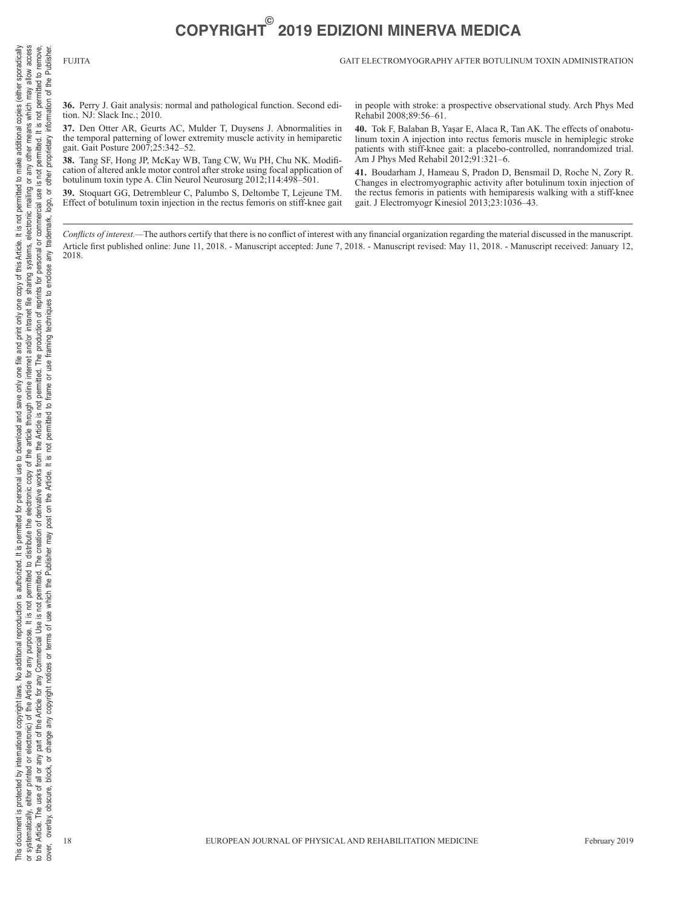36. Perry J. Gait analysis: normal and pathological function. Second edition. NJ: Slack Inc.; 2010.

37. Den Otter AR, Geurts AC, Mulder T, Duysens J. Abnormalities in the temporal patterning of lower extremity muscle activity in hemiparetic gait. Gait Posture 2007;25:342–52.

38. Tang SF, Hong JP, McKay WB, Tang CW, Wu PH, Chu NK. Modification of altered ankle motor control after stroke using focal application of botulinum toxin type A. Clin Neurol Neurosurg 2012;114:498–501.

39. Stoquart GG, Detrembleur C, Palumbo S, Deltombe T, Lejeune TM. Effect of botulinum toxin injection in the rectus femoris on stiff-knee gait in people with stroke: a prospective observational study. Arch Phys Med Rehabil 2008;89:56–61.

40. Tok F, Balaban B, Yaşar E, Alaca R, Tan AK. The effects of onabotulinum toxin A injection into rectus femoris muscle in hemiplegic stroke patients with stiff-knee gait: a placebo-controlled, nonrandomized trial. Am J Phys Med Rehabil 2012;91:321–6.

41. Boudarham J, Hameau S, Pradon D, Bensmail D, Roche N, Zory R. Changes in electromyographic activity after botulinum toxin injection of the rectus femoris in patients with hemiparesis walking with a stiff-knee gait. J Electromyogr Kinesiol 2013;23:1036–43.

*Conflicts of interest.*—The authors certify that there is no conflict of interest with any financial organization regarding the material discussed in the manuscript.

Article first published online: June 11, 2018. - Manuscript accepted: June 7, 2018. - Manuscript revised: May 11, 2018. - Manuscript received: January 12, 2018.